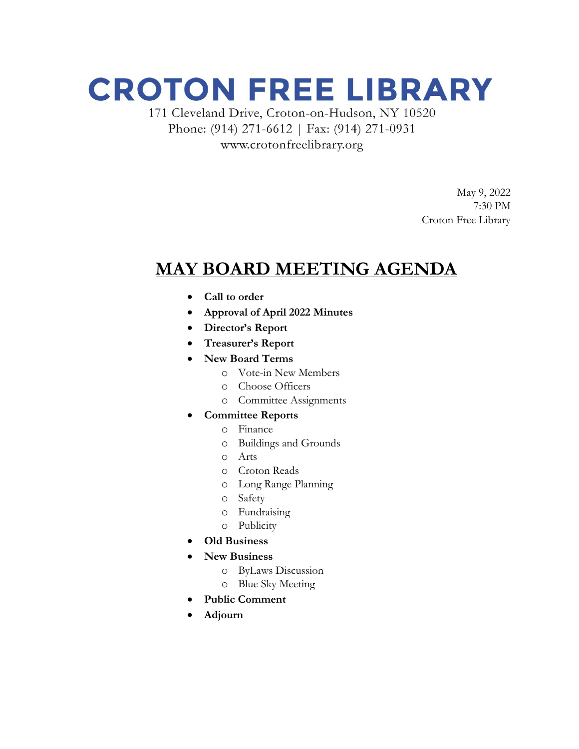# CROTON FREE LIBRARY

171 Cleveland Drive, Croton-on-Hudson, NY 10520
Phone: (914) 271-6612 | Fax: (914) 271-0931
www.crotonfreelibrary.org

May 9, 2022
7:30 PM
Croton Free Library

## MAY BOARD MEETING AGENDA

- **Call to order**
- **Approval of April 2022 Minutes**
- **Director's Report**
- **Treasurer's Report**
- **New Board Terms**
  - Vote-in New Members
  - Choose Officers
  - Committee Assignments
- **Committee Reports**
  - Finance
  - Buildings and Grounds
  - Arts
  - Croton Reads
  - Long Range Planning
  - Safety
  - Fundraising
  - Publicity
- **Old Business**
- **New Business**
  - ByLaws Discussion
  - Blue Sky Meeting
- **Public Comment**
- **Adjourn**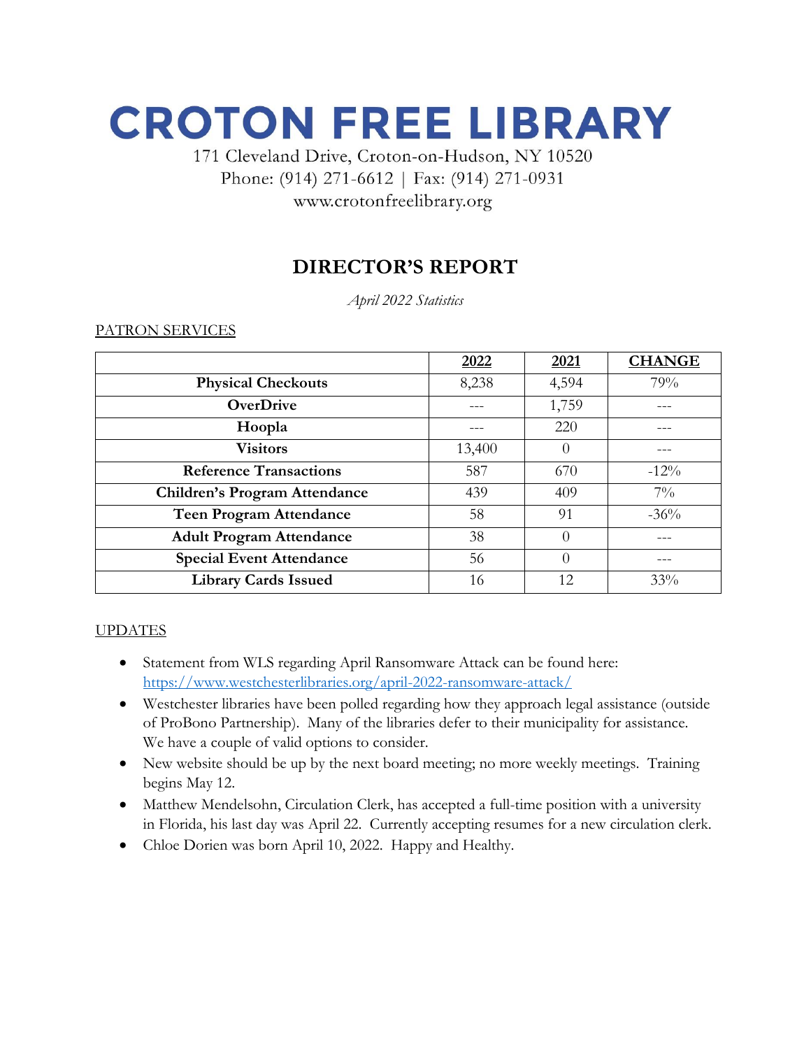# CROTON FREE LIBRARY

171 Cleveland Drive, Croton-on-Hudson, NY 10520
Phone: (914) 271-6612 | Fax: (914) 271-0931
www.crotonfreelibrary.org

## DIRECTOR'S REPORT

*April 2022 Statistics*

PATRON SERVICES

| | 2022 | 2021 | CHANGE |
|---|---|---|---|
| **Physical Checkouts** | 8,238 | 4,594 | 79% |
| **OverDrive** | --- | 1,759 | --- |
| **Hoopla** | --- | 220 | --- |
| **Visitors** | 13,400 | 0 | --- |
| **Reference Transactions** | 587 | 670 | -12% |
| **Children's Program Attendance** | 439 | 409 | 7% |
| **Teen Program Attendance** | 58 | 91 | -36% |
| **Adult Program Attendance** | 38 | 0 | --- |
| **Special Event Attendance** | 56 | 0 | --- |
| **Library Cards Issued** | 16 | 12 | 33% |

UPDATES

- Statement from WLS regarding April Ransomware Attack can be found here: https://www.westchesterlibraries.org/april-2022-ransomware-attack/
- Westchester libraries have been polled regarding how they approach legal assistance (outside of ProBono Partnership). Many of the libraries defer to their municipality for assistance. We have a couple of valid options to consider.
- New website should be up by the next board meeting; no more weekly meetings. Training begins May 12.
- Matthew Mendelsohn, Circulation Clerk, has accepted a full-time position with a university in Florida, his last day was April 22. Currently accepting resumes for a new circulation clerk.
- Chloe Dorien was born April 10, 2022. Happy and Healthy.